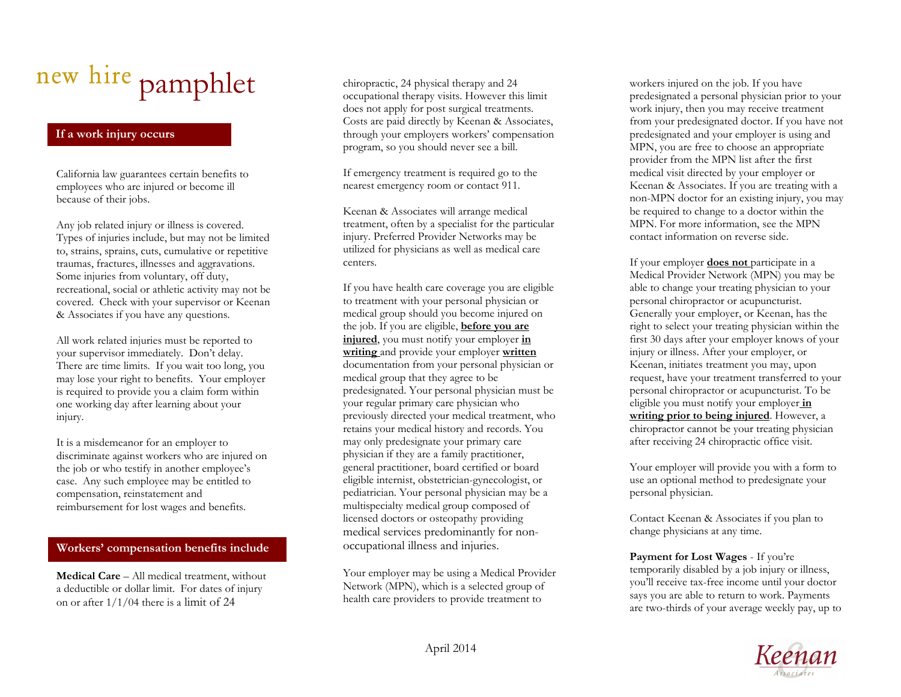# new hire pamphlet

## If a work injury occurs

California law guarantees certain benefits to employees who are injured or become ill because of their jobs.

Any job related injury or illness is covered. Types of injuries include, but may not be limited to, strains, sprains, cuts, cumulative or repetitive traumas, fractures, illnesses and aggravations. Some injuries from voluntary, off duty, recreational, social or athletic activity may not be covered. Check with your supervisor or Keenan & Associates if you have any questions.

All work related injuries must be reported to your supervisor immediately. Don't delay. There are time limits. If you wait too long, you may lose your right to benefits. Your employer is required to provide you a claim form within one working day after learning about your injury.

It is a misdemeanor for an employer to discriminate against workers who are injured on the job or who testify in another employee's case. Any such employee may be entitled to compensation, reinstatement and reimbursement for lost wages and benefits.

## Workers' compensation benefits include

**Medical Care** – All medical treatment, without a deductible or dollar limit. For dates of injury on or after 1/1/04 there is a limit of 24 chiropractic, 24 physical therapy and 24 occupational therapy visits. However this limit does not apply for post surgical treatments. Costs are paid directly by Keenan & Associates, through your employers workers' compensation program, so you should never see a bill.

If emergency treatment is required go to the nearest emergency room or contact 911.

Keenan & Associates will arrange medical treatment, often by a specialist for the particular injury. Preferred Provider Networks may be utilized for physicians as well as medical care centers.

If you have health care coverage you are eligible to treatment with your personal physician or medical group should you become injured on the job. If you are eligible, **before you are injured**, you must notify your employer **in writing** and provide your employer **written** documentation from your personal physician or medical group that they agree to be predesignated. Your personal physician must be your regular primary care physician who previously directed your medical treatment, who retains your medical history and records. You may only predesignate your primary care physician if they are a family practitioner, general practitioner, board certified or board eligible internist, obstetrician-gynecologist, or pediatrician. Your personal physician may be a multispecialty medical group composed of licensed doctors or osteopathy providing medical services predominantly for non-occupational illness and injuries.

Your employer may be using a Medical Provider Network (MPN), which is a selected group of health care providers to provide treatment to workers injured on the job. If you have predesignated a personal physician prior to your work injury, then you may receive treatment from your predesignated doctor. If you have not predesignated and your employer is using and MPN, you are free to choose an appropriate provider from the MPN list after the first medical visit directed by your employer or Keenan & Associates. If you are treating with a non-MPN doctor for an existing injury, you may be required to change to a doctor within the MPN. For more information, see the MPN contact information on reverse side.

If your employer **does not** participate in a Medical Provider Network (MPN) you may be able to change your treating physician to your personal chiropractor or acupuncturist. Generally your employer, or Keenan, has the right to select your treating physician within the first 30 days after your employer knows of your injury or illness. After your employer, or Keenan, initiates treatment you may, upon request, have your treatment transferred to your personal chiropractor or acupuncturist. To be eligible you must notify your employer **in writing prior to being injured**. However, a chiropractor cannot be your treating physician after receiving 24 chiropractic office visit.

Your employer will provide you with a form to use an optional method to predesignate your personal physician.

Contact Keenan & Associates if you plan to change physicians at any time.

**Payment for Lost Wages** - If you're temporarily disabled by a job injury or illness, you'll receive tax-free income until your doctor says you are able to return to work. Payments are two-thirds of your average weekly pay, up to

April 2014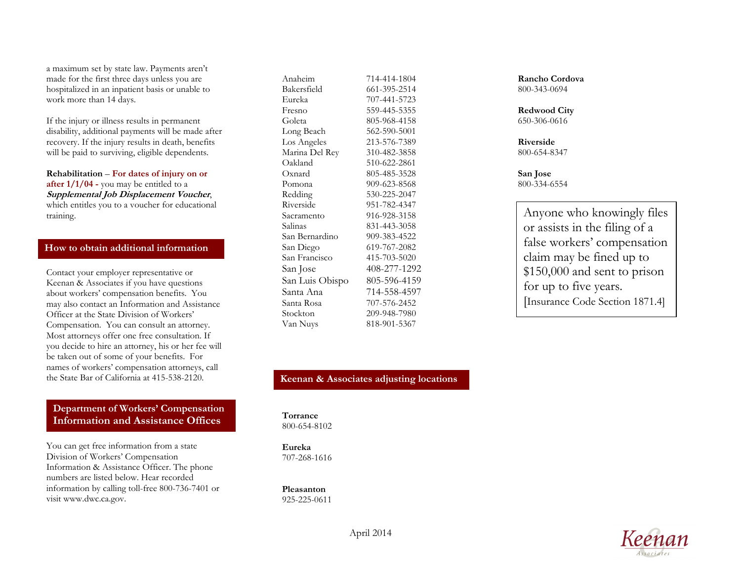a maximum set by state law. Payments aren't made for the first three days unless you are hospitalized in an inpatient basis or unable to work more than 14 days.

If the injury or illness results in permanent disability, additional payments will be made after recovery. If the injury results in death, benefits will be paid to surviving, eligible dependents.

**Rehabilitation** – **For dates of injury on or after 1/1/04 -** you may be entitled to a ***Supplemental Job Displacement Voucher***, which entitles you to a voucher for educational training.

## How to obtain additional information

Contact your employer representative or Keenan & Associates if you have questions about workers' compensation benefits. You may also contact an Information and Assistance Officer at the State Division of Workers' Compensation. You can consult an attorney. Most attorneys offer one free consultation. If you decide to hire an attorney, his or her fee will be taken out of some of your benefits. For names of workers' compensation attorneys, call the State Bar of California at 415-538-2120.

## Department of Workers' Compensation Information and Assistance Offices

You can get free information from a state Division of Workers' Compensation Information & Assistance Officer. The phone numbers are listed below. Hear recorded information by calling toll-free 800-736-7401 or visit www.dwc.ca.gov.

| | |
|---|---|
| Anaheim | 714-414-1804 |
| Bakersfield | 661-395-2514 |
| Eureka | 707-441-5723 |
| Fresno | 559-445-5355 |
| Goleta | 805-968-4158 |
| Long Beach | 562-590-5001 |
| Los Angeles | 213-576-7389 |
| Marina Del Rey | 310-482-3858 |
| Oakland | 510-622-2861 |
| Oxnard | 805-485-3528 |
| Pomona | 909-623-8568 |
| Redding | 530-225-2047 |
| Riverside | 951-782-4347 |
| Sacramento | 916-928-3158 |
| Salinas | 831-443-3058 |
| San Bernardino | 909-383-4522 |
| San Diego | 619-767-2082 |
| San Francisco | 415-703-5020 |
| San Jose | 408-277-1292 |
| San Luis Obispo | 805-596-4159 |
| Santa Ana | 714-558-4597 |
| Santa Rosa | 707-576-2452 |
| Stockton | 209-948-7980 |
| Van Nuys | 818-901-5367 |

## Keenan & Associates adjusting locations

**Torrance**
800-654-8102

**Eureka**
707-268-1616

**Pleasanton**
925-225-0611

**Rancho Cordova**
800-343-0694

**Redwood City**
650-306-0616

**Riverside**
800-654-8347

**San Jose**
800-334-6554

Anyone who knowingly files or assists in the filing of a false workers' compensation claim may be fined up to $150,000 and sent to prison for up to five years. [Insurance Code Section 1871.4]

April 2014